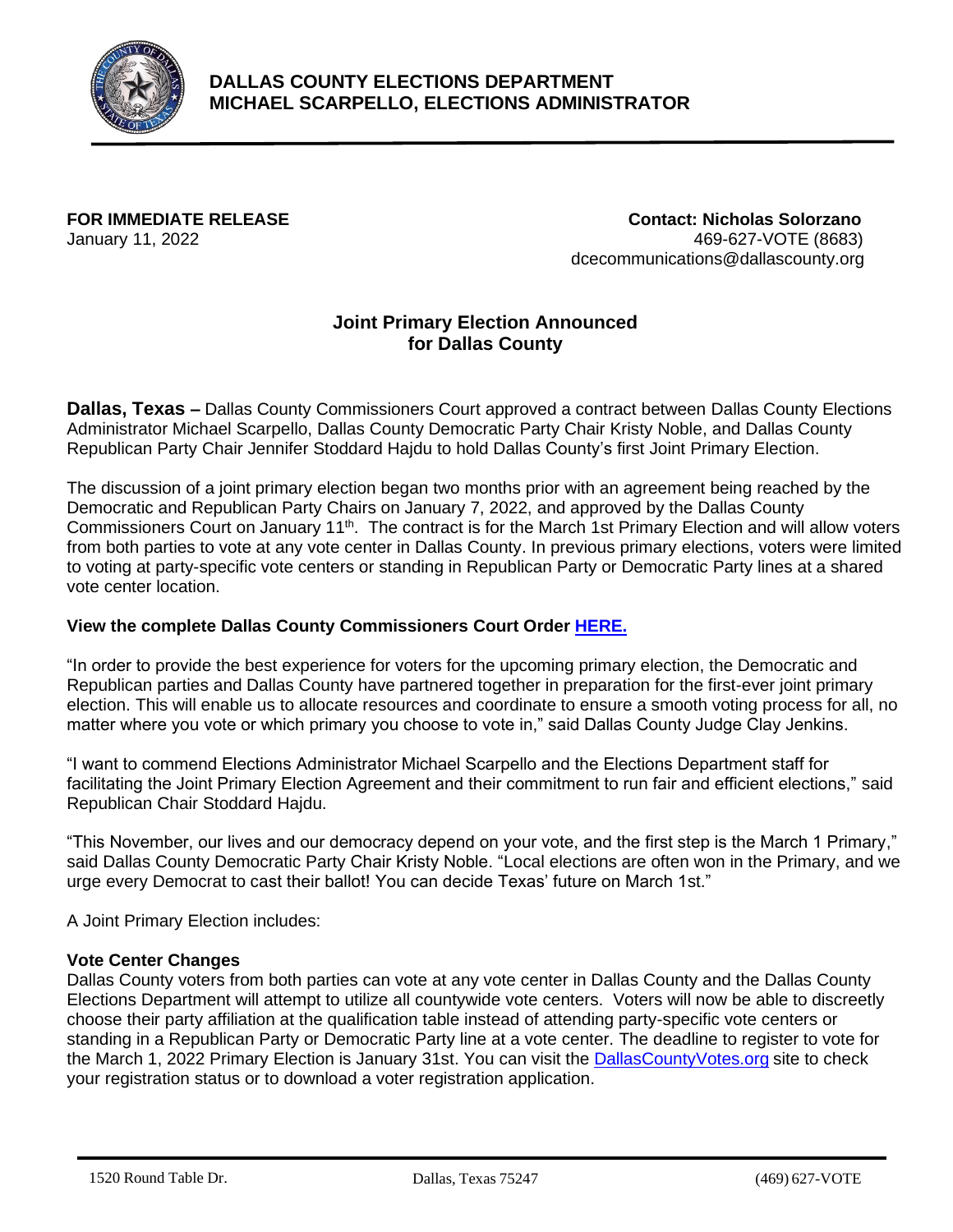**DALLAS COUNTY ELECTIONS DEPARTMENT**
**MICHAEL SCARPELLO, ELECTIONS ADMINISTRATOR**

**FOR IMMEDIATE RELEASE**
January 11, 2022

**Contact: Nicholas Solorzano**
469-627-VOTE (8683)
dcecommunications@dallascounty.org

## Joint Primary Election Announced for Dallas County

**Dallas, Texas –** Dallas County Commissioners Court approved a contract between Dallas County Elections Administrator Michael Scarpello, Dallas County Democratic Party Chair Kristy Noble, and Dallas County Republican Party Chair Jennifer Stoddard Hajdu to hold Dallas County's first Joint Primary Election.

The discussion of a joint primary election began two months prior with an agreement being reached by the Democratic and Republican Party Chairs on January 7, 2022, and approved by the Dallas County Commissioners Court on January 11th. The contract is for the March 1st Primary Election and will allow voters from both parties to vote at any vote center in Dallas County. In previous primary elections, voters were limited to voting at party-specific vote centers or standing in Republican Party or Democratic Party lines at a shared vote center location.

**View the complete Dallas County Commissioners Court Order [HERE.]()**

"In order to provide the best experience for voters for the upcoming primary election, the Democratic and Republican parties and Dallas County have partnered together in preparation for the first-ever joint primary election. This will enable us to allocate resources and coordinate to ensure a smooth voting process for all, no matter where you vote or which primary you choose to vote in," said Dallas County Judge Clay Jenkins.

"I want to commend Elections Administrator Michael Scarpello and the Elections Department staff for facilitating the Joint Primary Election Agreement and their commitment to run fair and efficient elections," said Republican Chair Stoddard Hajdu.

"This November, our lives and our democracy depend on your vote, and the first step is the March 1 Primary," said Dallas County Democratic Party Chair Kristy Noble. "Local elections are often won in the Primary, and we urge every Democrat to cast their ballot! You can decide Texas' future on March 1st."

A Joint Primary Election includes:

**Vote Center Changes**

Dallas County voters from both parties can vote at any vote center in Dallas County and the Dallas County Elections Department will attempt to utilize all countywide vote centers. Voters will now be able to discreetly choose their party affiliation at the qualification table instead of attending party-specific vote centers or standing in a Republican Party or Democratic Party line at a vote center. The deadline to register to vote for the March 1, 2022 Primary Election is January 31st. You can visit the [DallasCountyVotes.org]() site to check your registration status or to download a voter registration application.

1520 Round Table Dr. Dallas, Texas 75247 (469) 627-VOTE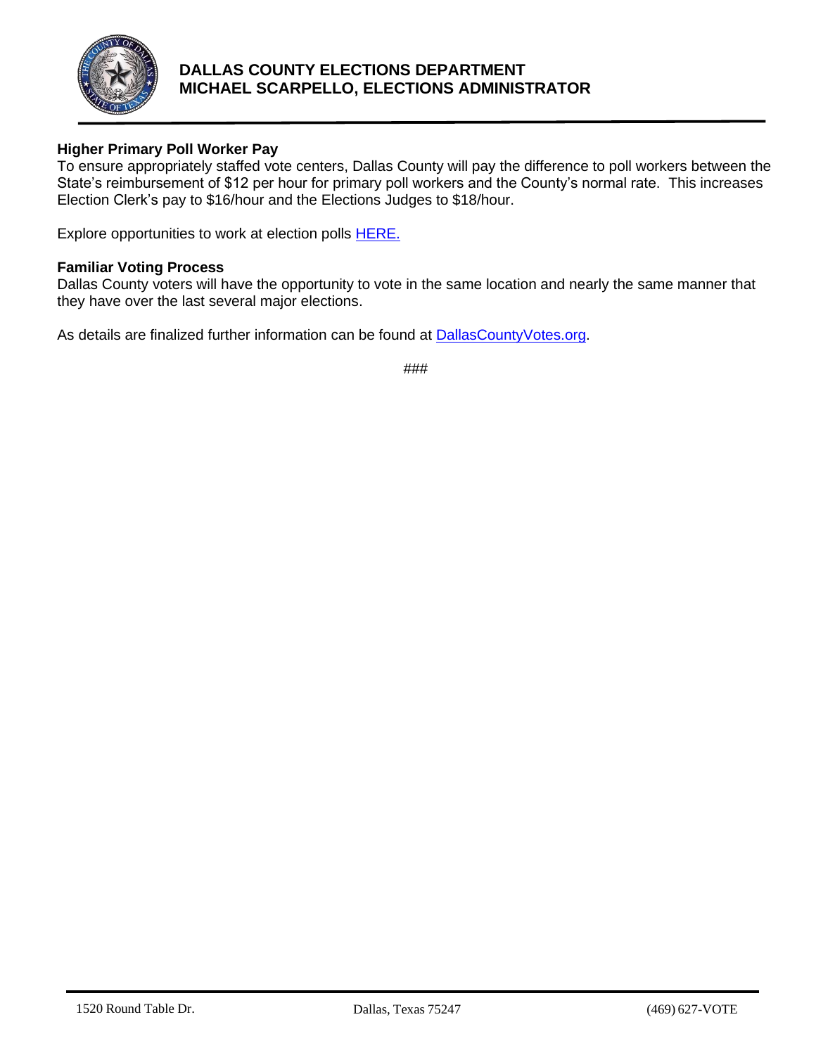**Higher Primary Poll Worker Pay**

To ensure appropriately staffed vote centers, Dallas County will pay the difference to poll workers between the State's reimbursement of $12 per hour for primary poll workers and the County's normal rate. This increases Election Clerk's pay to $16/hour and the Elections Judges to $18/hour.

Explore opportunities to work at election polls HERE.

**Familiar Voting Process**

Dallas County voters will have the opportunity to vote in the same location and nearly the same manner that they have over the last several major elections.

As details are finalized further information can be found at DallasCountyVotes.org.

###